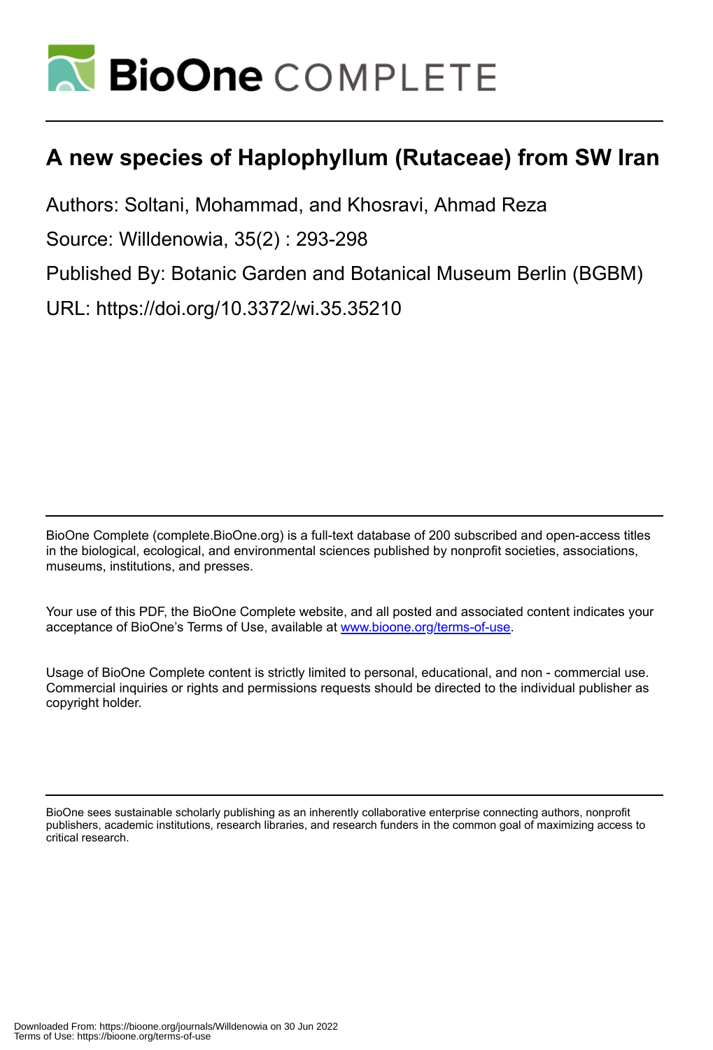# A new species of Haplophyllum (Rutaceae) from SW Iran

Authors: Soltani, Mohammad, and Khosravi, Ahmad Reza

Source: Willdenowia, 35(2) : 293-298

Published By: Botanic Garden and Botanical Museum Berlin (BGBM)

URL: https://doi.org/10.3372/wi.35.35210

BioOne Complete (complete.BioOne.org) is a full-text database of 200 subscribed and open-access titles in the biological, ecological, and environmental sciences published by nonprofit societies, associations, museums, institutions, and presses.

Your use of this PDF, the BioOne Complete website, and all posted and associated content indicates your acceptance of BioOne's Terms of Use, available at www.bioone.org/terms-of-use.

Usage of BioOne Complete content is strictly limited to personal, educational, and non - commercial use. Commercial inquiries or rights and permissions requests should be directed to the individual publisher as copyright holder.

BioOne sees sustainable scholarly publishing as an inherently collaborative enterprise connecting authors, nonprofit publishers, academic institutions, research libraries, and research funders in the common goal of maximizing access to critical research.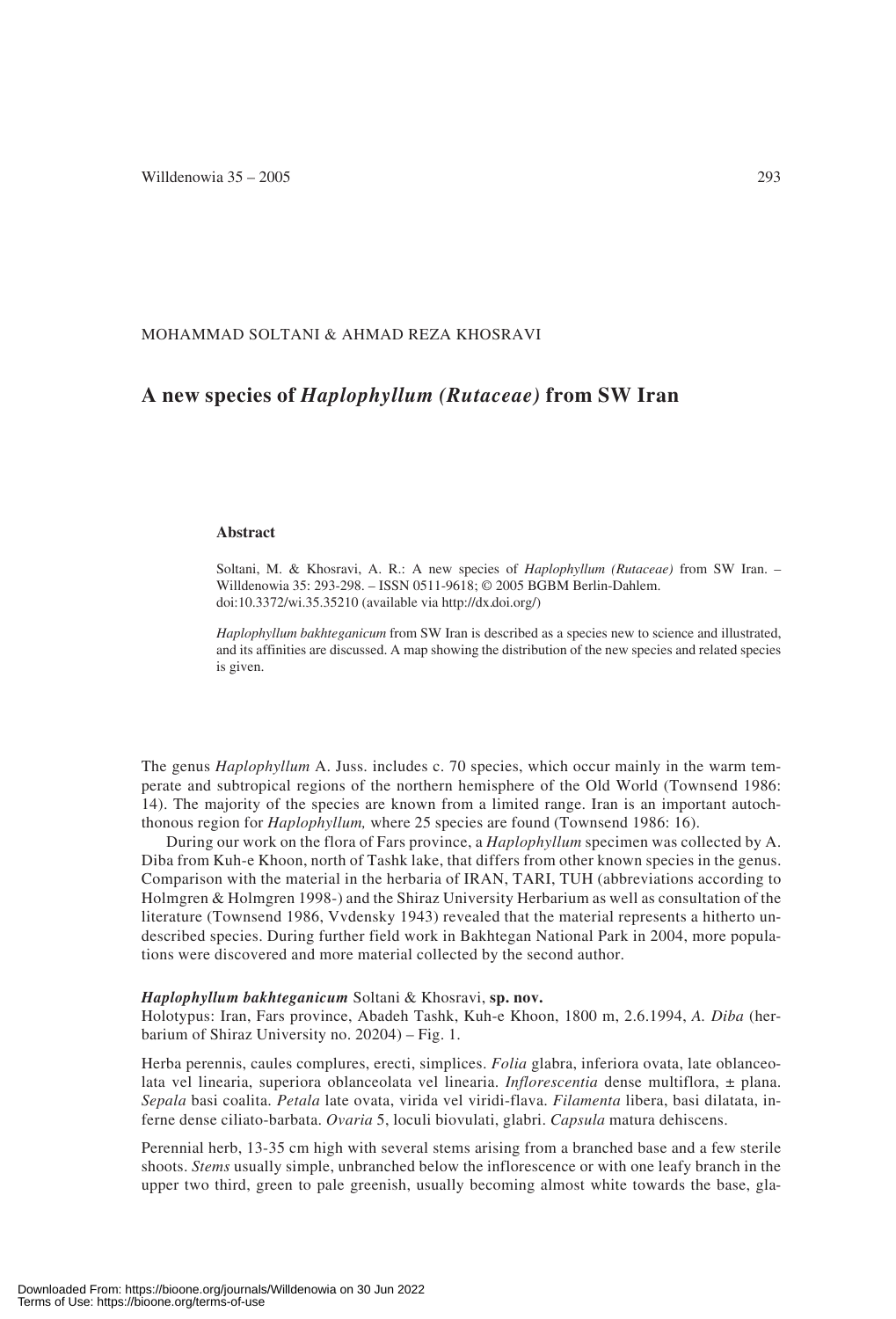MOHAMMAD SOLTANI & AHMAD REZA KHOSRAVI

# A new species of *Haplophyllum (Rutaceae)* from SW Iran

### Abstract

Soltani, M. & Khosravi, A. R.: A new species of *Haplophyllum (Rutaceae)* from SW Iran. – Willdenowia 35: 293-298. – ISSN 0511-9618; © 2005 BGBM Berlin-Dahlem. doi:10.3372/wi.35.35210 (available via http://dx.doi.org/)

*Haplophyllum bakhteganicum* from SW Iran is described as a species new to science and illustrated, and its affinities are discussed. A map showing the distribution of the new species and related species is given.

The genus *Haplophyllum* A. Juss. includes c. 70 species, which occur mainly in the warm temperate and subtropical regions of the northern hemisphere of the Old World (Townsend 1986: 14). The majority of the species are known from a limited range. Iran is an important autochthonous region for *Haplophyllum,* where 25 species are found (Townsend 1986: 16).

During our work on the flora of Fars province, a *Haplophyllum* specimen was collected by A. Diba from Kuh-e Khoon, north of Tashk lake, that differs from other known species in the genus. Comparison with the material in the herbaria of IRAN, TARI, TUH (abbreviations according to Holmgren & Holmgren 1998-) and the Shiraz University Herbarium as well as consultation of the literature (Townsend 1986, Vvdensky 1943) revealed that the material represents a hitherto undescribed species. During further field work in Bakhtegan National Park in 2004, more populations were discovered and more material collected by the second author.

***Haplophyllum bakhteganicum*** Soltani & Khosravi, **sp. nov.**
Holotypus: Iran, Fars province, Abadeh Tashk, Kuh-e Khoon, 1800 m, 2.6.1994, *A. Diba* (herbarium of Shiraz University no. 20204) – Fig. 1.

Herba perennis, caules complures, erecti, simplices. *Folia* glabra, inferiora ovata, late oblanceolata vel linearia, superiora oblanceolata vel linearia. *Inflorescentia* dense multiflora, ± plana. *Sepala* basi coalita. *Petala* late ovata, virida vel viridi-flava. *Filamenta* libera, basi dilatata, inferne dense ciliato-barbata. *Ovaria* 5, loculi biovulati, glabri. *Capsula* matura dehiscens.

Perennial herb, 13-35 cm high with several stems arising from a branched base and a few sterile shoots. *Stems* usually simple, unbranched below the inflorescence or with one leafy branch in the upper two third, green to pale greenish, usually becoming almost white towards the base, gla-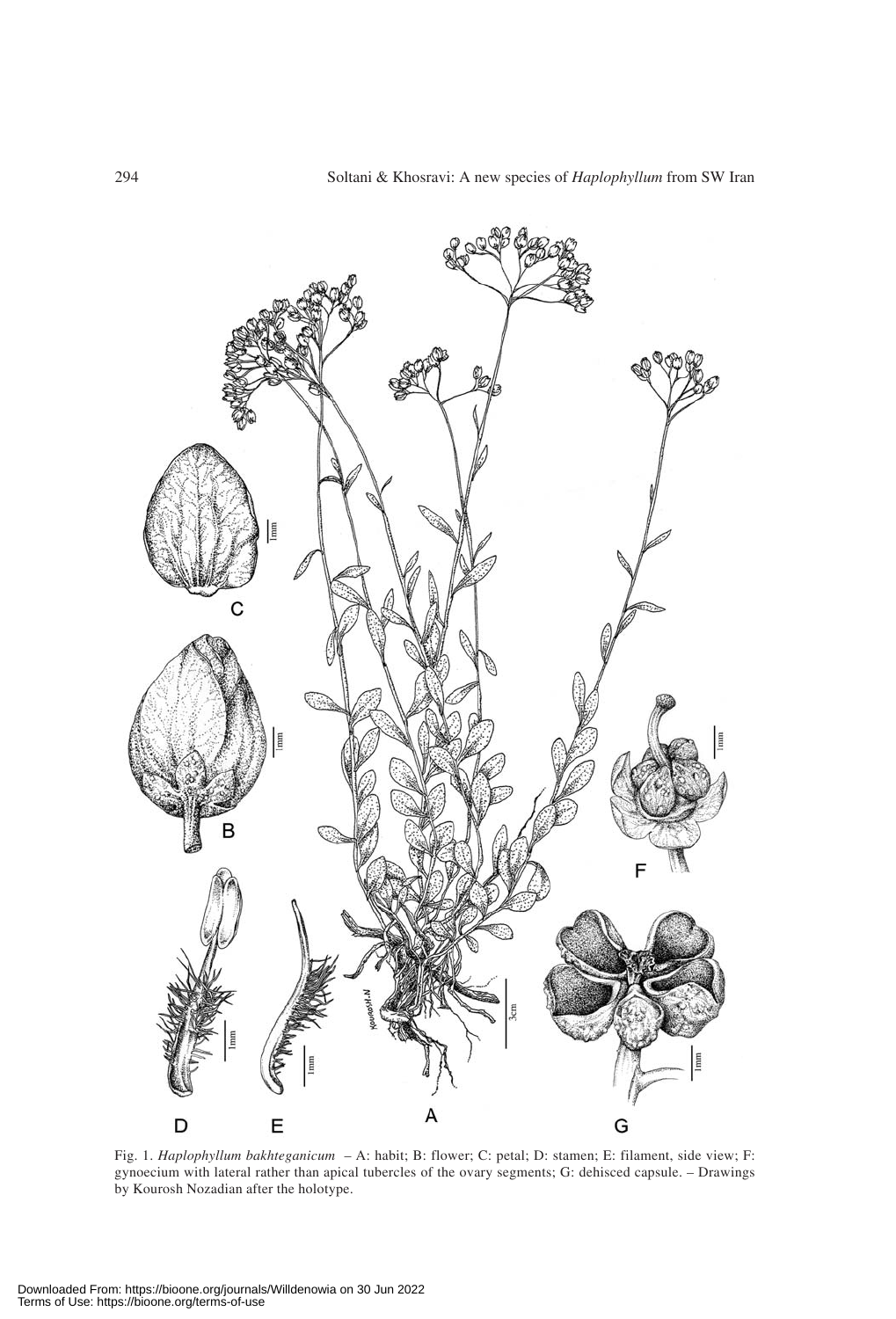Fig. 1. *Haplophyllum bakhteganicum* – A: habit; B: flower; C: petal; D: stamen; E: filament, side view; F: gynoecium with lateral rather than apical tubercles of the ovary segments; G: dehisced capsule. – Drawings by Kourosh Nozadian after the holotype.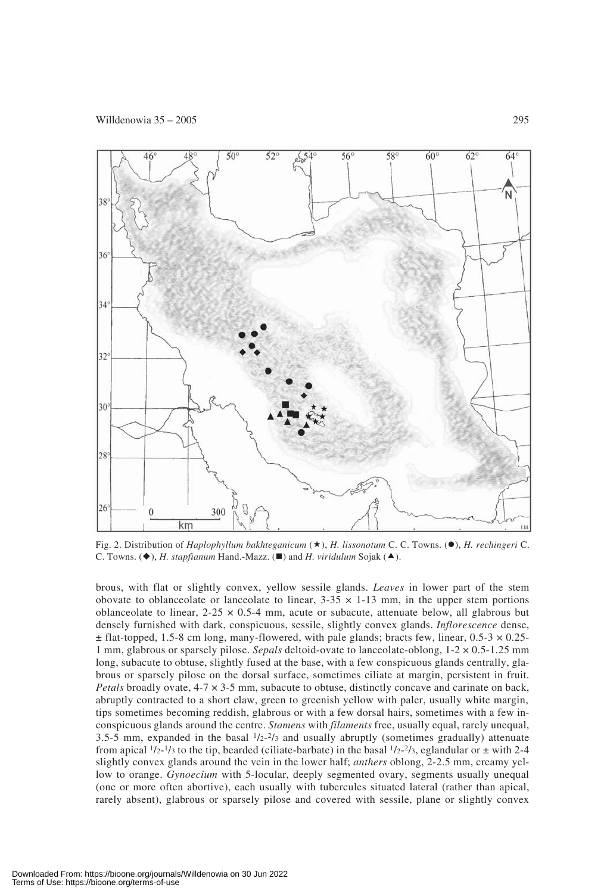Fig. 2. Distribution of *Haplophyllum bakhteganicum* (★), *H. lissonotum* C. C. Towns. (●), *H. rechingeri* C. C. Towns. (◆), *H. stapfianum* Hand.-Mazz. (■) and *H. viridulum* Sojak (▲).

brous, with flat or slightly convex, yellow sessile glands. *Leaves* in lower part of the stem obovate to oblanceolate or lanceolate to linear, 3-35 × 1-13 mm, in the upper stem portions oblanceolate to linear, 2-25 × 0.5-4 mm, acute or subacute, attenuate below, all glabrous but densely furnished with dark, conspicuous, sessile, slightly convex glands. *Inflorescence* dense, ± flat-topped, 1.5-8 cm long, many-flowered, with pale glands; bracts few, linear, 0.5-3 × 0.25-1 mm, glabrous or sparsely pilose. *Sepals* deltoid-ovate to lanceolate-oblong, 1-2 × 0.5-1.25 mm long, subacute to obtuse, slightly fused at the base, with a few conspicuous glands centrally, glabrous or sparsely pilose on the dorsal surface, sometimes ciliate at margin, persistent in fruit. *Petals* broadly ovate, 4-7 × 3-5 mm, subacute to obtuse, distinctly concave and carinate on back, abruptly contracted to a short claw, green to greenish yellow with paler, usually white margin, tips sometimes becoming reddish, glabrous or with a few dorsal hairs, sometimes with a few inconspicuous glands around the centre. *Stamens* with *filaments* free, usually equal, rarely unequal, 3.5-5 mm, expanded in the basal $^1/_2$-$^2/_3$ and usually abruptly (sometimes gradually) attenuate from apical $^1/_2$-$^1/_3$ to the tip, bearded (ciliate-barbate) in the basal $^1/_2$-$^2/_3$, eglandular or ± with 2-4 slightly convex glands around the vein in the lower half; *anthers* oblong, 2-2.5 mm, creamy yellow to orange. *Gynoecium* with 5-locular, deeply segmented ovary, segments usually unequal (one or more often abortive), each usually with tubercules situated lateral (rather than apical, rarely absent), glabrous or sparsely pilose and covered with sessile, plane or slightly convex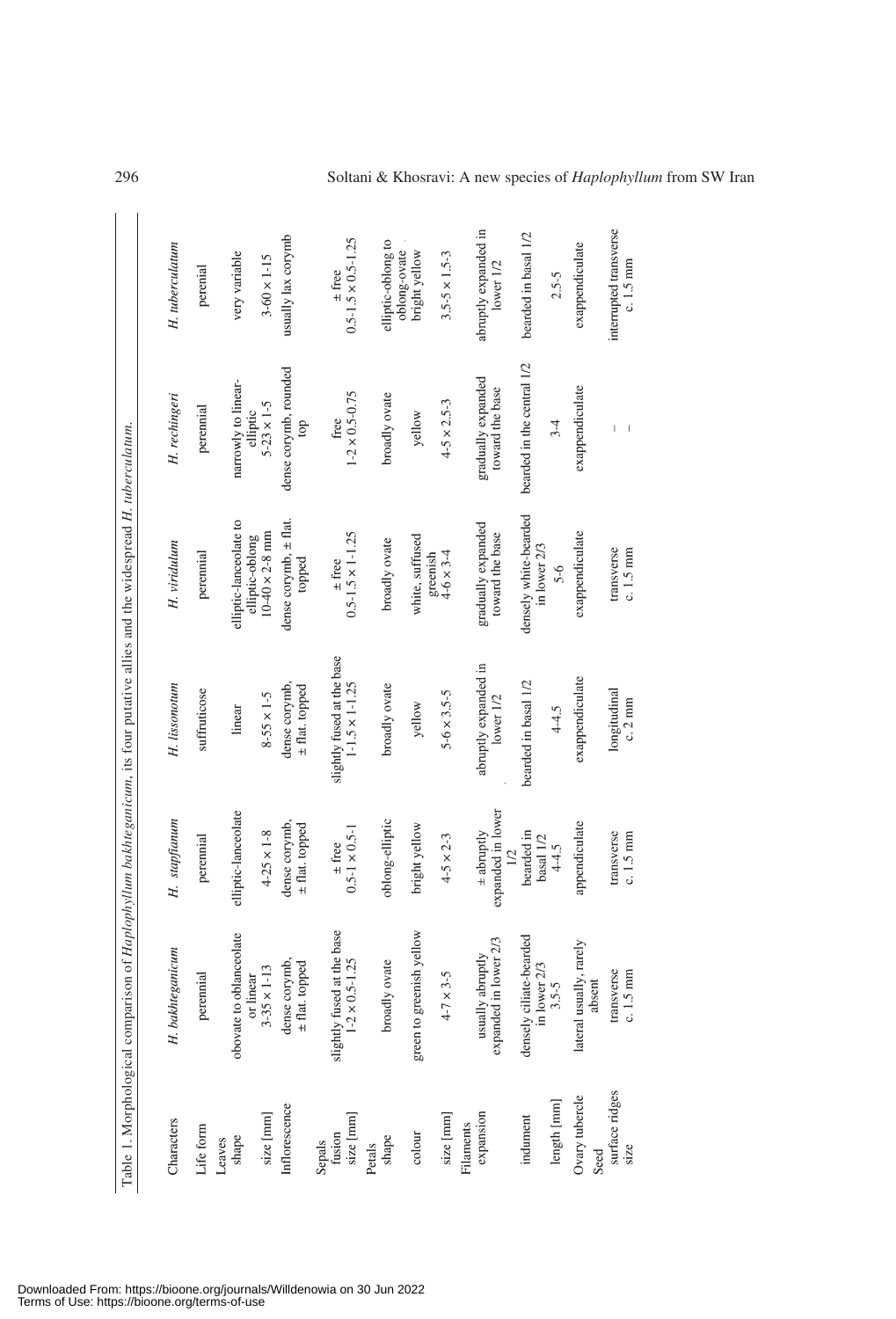Table 1. Morphological comparison of *Haplophyllum bakhteganicum*, its four putative allies and the widespread *H. tuberculatum*.

| Characters | *H. bakhteganicum* | *H. stapfianum* | *H. lissonotum* | *H. viridulum* | *H. rechingeri* | *H. tuberculatum* |
|---|---|---|---|---|---|---|
| Life form | perennial | perennial | suffruticose | perennial | perennial | perenial |
| Leaves | | | | | | |
| shape | obovate to oblanceolate or linear | elliptic-lanceolate | linear | elliptic-lanceolate to elliptic-oblong | narrowly to linear-elliptic | very variable |
| size [mm] | 3-35 × 1-13 | 4-25 × 1-8 | 8-55 × 1-5 | 10-40 × 2-8 mm | 5-23 × 1-5 | 3-60 × 1-15 |
| Inflorescence | dense corymb, ± flat. topped | dense corymb, ± flat. topped | dense corymb, ± flat. topped | dense corymb, ± flat. topped | dense corymb, rounded top | usually lax corymb |
| Sepals | | | | | | |
| fusion | slightly fused at the base | ± free | slightly fused at the base | ± free | free | ± free |
| size [mm] | 1-2 × 0.5-1.25 | 0.5-1 × 0.5-1 | 1-1.5 × 1-1.25 | 0.5-1.5 × 1-1.25 | 1-2 × 0.5-0.75 | 0.5-1.5 × 0.5-1.25 |
| Petals | | | | | | |
| shape | broadly ovate | oblong-elliptic | broadly ovate | broadly ovate | broadly ovate | elliptic-oblong to oblong-ovate |
| colour | green to greenish yellow | bright yellow | yellow | white, suffused greenish | yellow | bright yellow |
| size [mm] | 4-7 × 3-5 | 4-5 × 2-3 | 5-6 × 3.5-5 | 4-6 × 3-4 | 4-5 × 2.5-3 | 3.5-5 × 1.5-3 |
| Filaments | | | | | | |
| expansion | usually abruptly expanded in lower 2/3 | ± abruptly expanded in lower 1/2 | abruptly expanded in lower 1/2 | gradually expanded toward the base | gradually expanded toward the base | abruptly expanded in lower 1/2 |
| indument | densely ciliate-bearded in lower 2/3 | bearded in basal 1/2 | bearded in basal 1/2 | densely white-bearded in lower 2/3 | bearded in the central 1/2 | bearded in basal 1/2 |
| length [mm] | 3.5-5 | 4-4.5 | 4-4.5 | 5-6 | 3-4 | 2.5-5 |
| Ovary tubercle | lateral usually, rarely absent | appendiculate | exappendiculate | exappendiculate | exappendiculate | exappendiculate |
| Seed | | | | | | |
| surface ridges | transverse | transverse | longitudinal | transverse | – | interrupted transverse |
| size | c. 1.5 mm | c. 1.5 mm | c. 2 mm | c. 1.5 mm | – | c. 1.5 mm |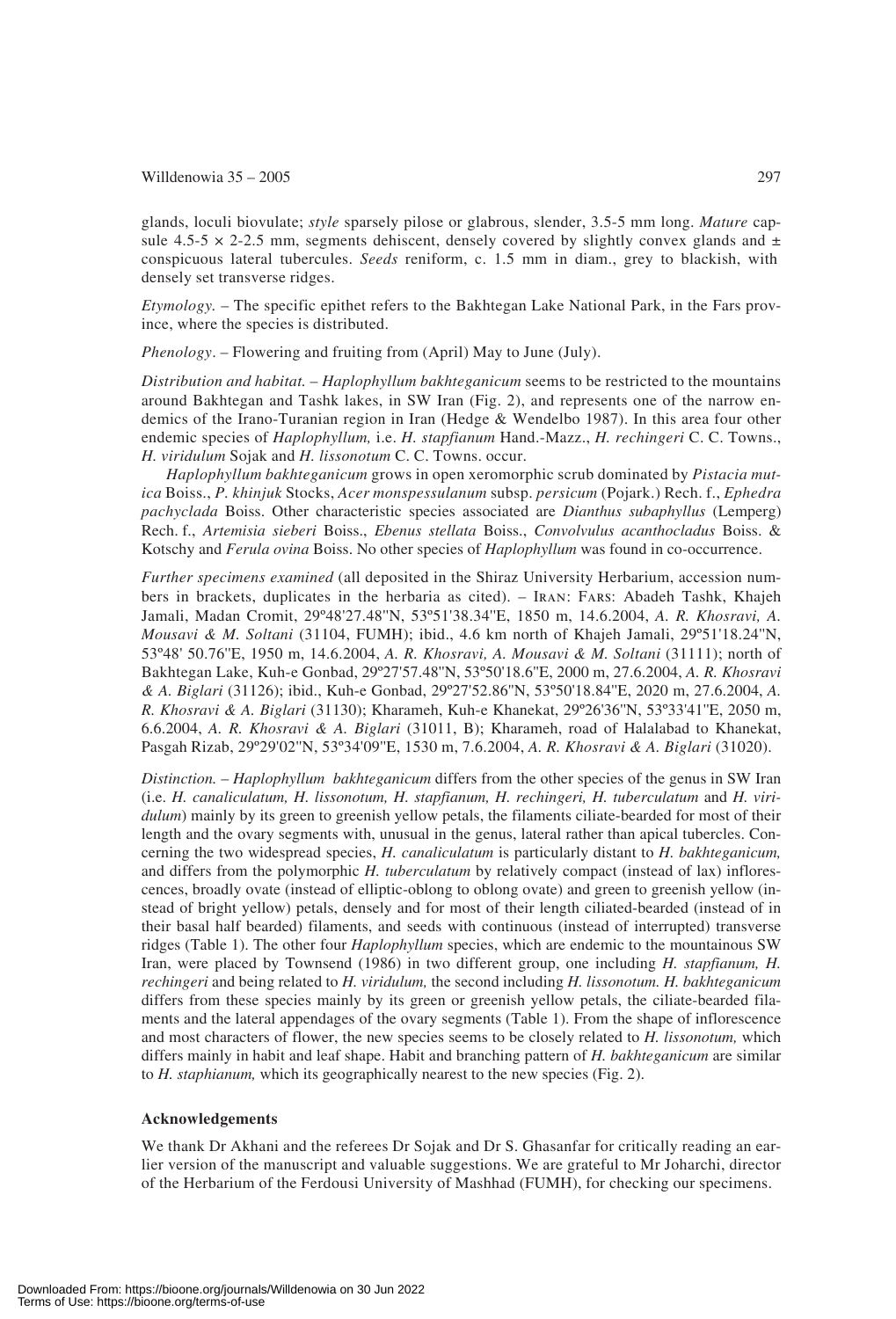glands, loculi biovulate; *style* sparsely pilose or glabrous, slender, 3.5-5 mm long. *Mature* capsule 4.5-5 × 2-2.5 mm, segments dehiscent, densely covered by slightly convex glands and ± conspicuous lateral tubercules. *Seeds* reniform, c. 1.5 mm in diam., grey to blackish, with densely set transverse ridges.

*Etymology.* – The specific epithet refers to the Bakhtegan Lake National Park, in the Fars province, where the species is distributed.

*Phenology*. – Flowering and fruiting from (April) May to June (July).

*Distribution and habitat.* – *Haplophyllum bakhteganicum* seems to be restricted to the mountains around Bakhtegan and Tashk lakes, in SW Iran (Fig. 2), and represents one of the narrow endemics of the Irano-Turanian region in Iran (Hedge & Wendelbo 1987). In this area four other endemic species of *Haplophyllum,* i.e. *H. stapfianum* Hand.-Mazz., *H. rechingeri* C. C. Towns., *H. viridulum* Sojak and *H. lissonotum* C. C. Towns. occur.

*Haplophyllum bakhteganicum* grows in open xeromorphic scrub dominated by *Pistacia mutica* Boiss., *P. khinjuk* Stocks, *Acer monspessulanum* subsp. *persicum* (Pojark.) Rech. f., *Ephedra pachyclada* Boiss. Other characteristic species associated are *Dianthus subaphyllus* (Lemperg) Rech. f., *Artemisia sieberi* Boiss., *Ebenus stellata* Boiss., *Convolvulus acanthocladus* Boiss. & Kotschy and *Ferula ovina* Boiss. No other species of *Haplophyllum* was found in co-occurrence.

*Further specimens examined* (all deposited in the Shiraz University Herbarium, accession numbers in brackets, duplicates in the herbaria as cited). – IRAN: FARS: Abadeh Tashk, Khajeh Jamali, Madan Cromit, 29º48'27.48''N, 53º51'38.34''E, 1850 m, 14.6.2004, *A. R. Khosravi, A. Mousavi & M. Soltani* (31104, FUMH); ibid., 4.6 km north of Khajeh Jamali, 29º51'18.24''N, 53º48' 50.76''E, 1950 m, 14.6.2004, *A. R. Khosravi, A. Mousavi & M. Soltani* (31111); north of Bakhtegan Lake, Kuh-e Gonbad, 29º27'57.48''N, 53º50'18.6''E, 2000 m, 27.6.2004, *A. R. Khosravi & A. Biglari* (31126); ibid., Kuh-e Gonbad, 29º27'52.86''N, 53º50'18.84''E, 2020 m, 27.6.2004, *A. R. Khosravi & A. Biglari* (31130); Kharameh, Kuh-e Khanekat, 29º26'36''N, 53º33'41''E, 2050 m, 6.6.2004, *A. R. Khosravi & A. Biglari* (31011, B); Kharameh, road of Halalabad to Khanekat, Pasgah Rizab, 29º29'02''N, 53º34'09''E, 1530 m, 7.6.2004, *A. R. Khosravi & A. Biglari* (31020).

*Distinction.* – *Haplophyllum bakhteganicum* differs from the other species of the genus in SW Iran (i.e. *H. canaliculatum, H. lissonotum, H. stapfianum, H. rechingeri, H. tuberculatum* and *H. viridulum*) mainly by its green to greenish yellow petals, the filaments ciliate-bearded for most of their length and the ovary segments with, unusual in the genus, lateral rather than apical tubercles. Concerning the two widespread species, *H. canaliculatum* is particularly distant to *H. bakhteganicum,* and differs from the polymorphic *H. tuberculatum* by relatively compact (instead of lax) inflorescences, broadly ovate (instead of elliptic-oblong to oblong ovate) and green to greenish yellow (instead of bright yellow) petals, densely and for most of their length ciliated-bearded (instead of in their basal half bearded) filaments, and seeds with continuous (instead of interrupted) transverse ridges (Table 1). The other four *Haplophyllum* species, which are endemic to the mountainous SW Iran, were placed by Townsend (1986) in two different group, one including *H. stapfianum, H. rechingeri* and being related to *H. viridulum,* the second including *H. lissonotum. H. bakhteganicum* differs from these species mainly by its green or greenish yellow petals, the ciliate-bearded filaments and the lateral appendages of the ovary segments (Table 1). From the shape of inflorescence and most characters of flower, the new species seems to be closely related to *H. lissonotum,* which differs mainly in habit and leaf shape. Habit and branching pattern of *H. bakhteganicum* are similar to *H. staphianum,* which its geographically nearest to the new species (Fig. 2).

### Acknowledgements

We thank Dr Akhani and the referees Dr Sojak and Dr S. Ghasanfar for critically reading an earlier version of the manuscript and valuable suggestions. We are grateful to Mr Joharchi, director of the Herbarium of the Ferdousi University of Mashhad (FUMH), for checking our specimens.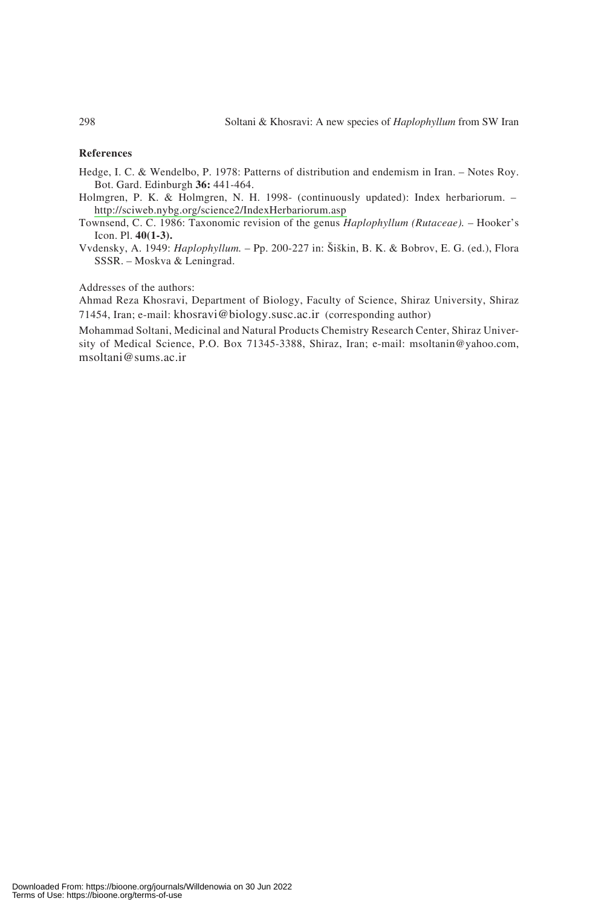## References

Hedge, I. C. & Wendelbo, P. 1978: Patterns of distribution and endemism in Iran. – Notes Roy. Bot. Gard. Edinburgh **36:** 441-464.

Holmgren, P. K. & Holmgren, N. H. 1998- (continuously updated): Index herbariorum. – http://sciweb.nybg.org/science2/IndexHerbariorum.asp

Townsend, C. C. 1986: Taxonomic revision of the genus *Haplophyllum (Rutaceae).* – Hooker's Icon. Pl. **40(1-3).**

Vvdensky, A. 1949: *Haplophyllum.* – Pp. 200-227 in: Šiškin, B. K. & Bobrov, E. G. (ed.), Flora SSSR. – Moskva & Leningrad.

Addresses of the authors:

Ahmad Reza Khosravi, Department of Biology, Faculty of Science, Shiraz University, Shiraz 71454, Iran; e-mail: khosravi@biology.susc.ac.ir (corresponding author)

Mohammad Soltani, Medicinal and Natural Products Chemistry Research Center, Shiraz University of Medical Science, P.O. Box 71345-3388, Shiraz, Iran; e-mail: msoltanin@yahoo.com, msoltani@sums.ac.ir